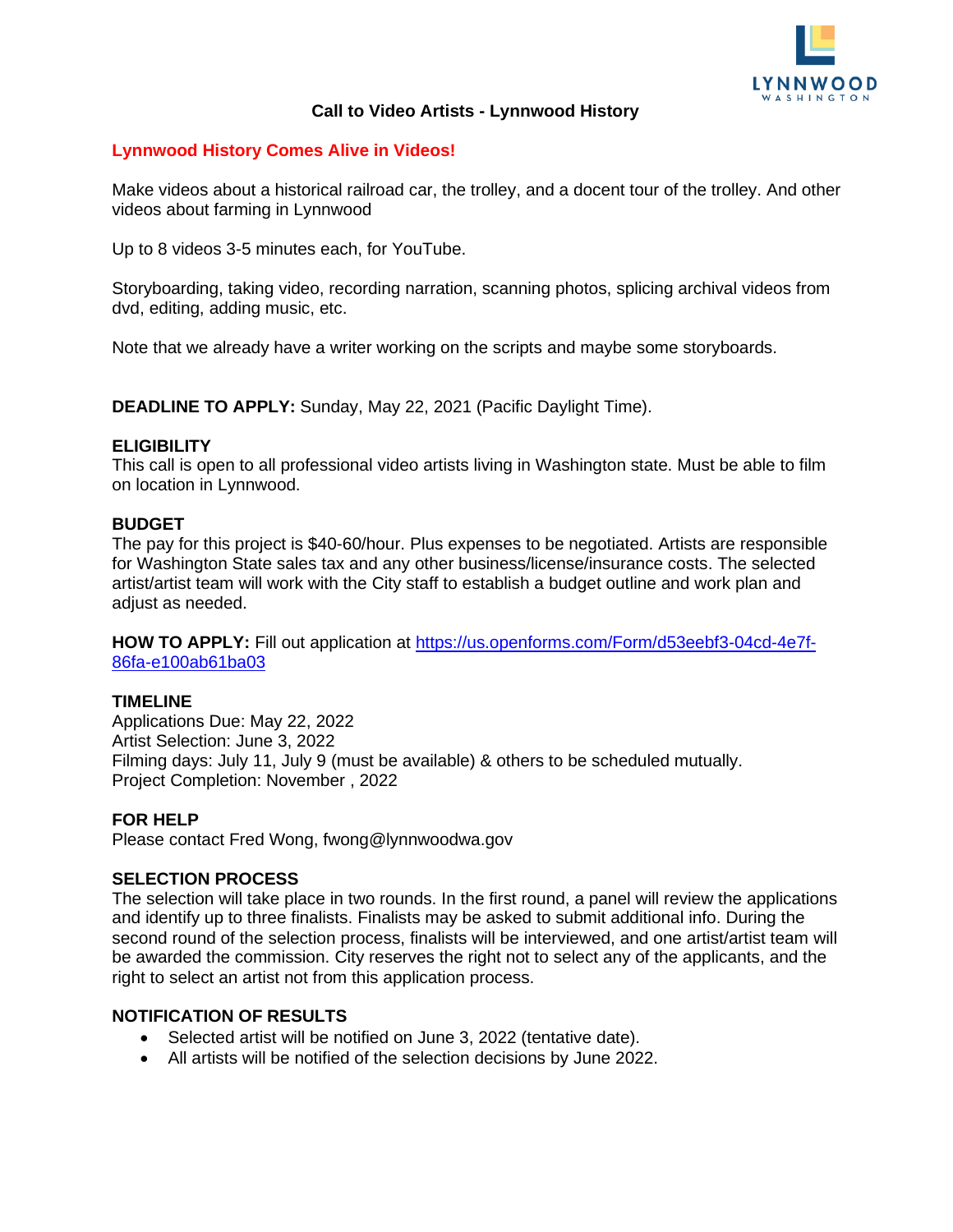LYNNWOOD
WASHINGTON

# Call to Video Artists - Lynnwood History

## Lynnwood History Comes Alive in Videos!

Make videos about a historical railroad car, the trolley, and a docent tour of the trolley. And other videos about farming in Lynnwood

Up to 8 videos 3-5 minutes each, for YouTube.

Storyboarding, taking video, recording narration, scanning photos, splicing archival videos from dvd, editing, adding music, etc.

Note that we already have a writer working on the scripts and maybe some storyboards.

**DEADLINE TO APPLY:** Sunday, May 22, 2021 (Pacific Daylight Time).

**ELIGIBILITY**
This call is open to all professional video artists living in Washington state. Must be able to film on location in Lynnwood.

**BUDGET**
The pay for this project is $40-60/hour. Plus expenses to be negotiated. Artists are responsible for Washington State sales tax and any other business/license/insurance costs. The selected artist/artist team will work with the City staff to establish a budget outline and work plan and adjust as needed.

**HOW TO APPLY:** Fill out application at [https://us.openforms.com/Form/d53eebf3-04cd-4e7f-86fa-e100ab61ba03](https://us.openforms.com/Form/d53eebf3-04cd-4e7f-86fa-e100ab61ba03)

**TIMELINE**
Applications Due: May 22, 2022
Artist Selection: June 3, 2022
Filming days: July 11, July 9 (must be available) & others to be scheduled mutually.
Project Completion: November , 2022

**FOR HELP**
Please contact Fred Wong, fwong@lynnwoodwa.gov

**SELECTION PROCESS**
The selection will take place in two rounds. In the first round, a panel will review the applications and identify up to three finalists. Finalists may be asked to submit additional info. During the second round of the selection process, finalists will be interviewed, and one artist/artist team will be awarded the commission. City reserves the right not to select any of the applicants, and the right to select an artist not from this application process.

**NOTIFICATION OF RESULTS**

- Selected artist will be notified on June 3, 2022 (tentative date).
- All artists will be notified of the selection decisions by June 2022.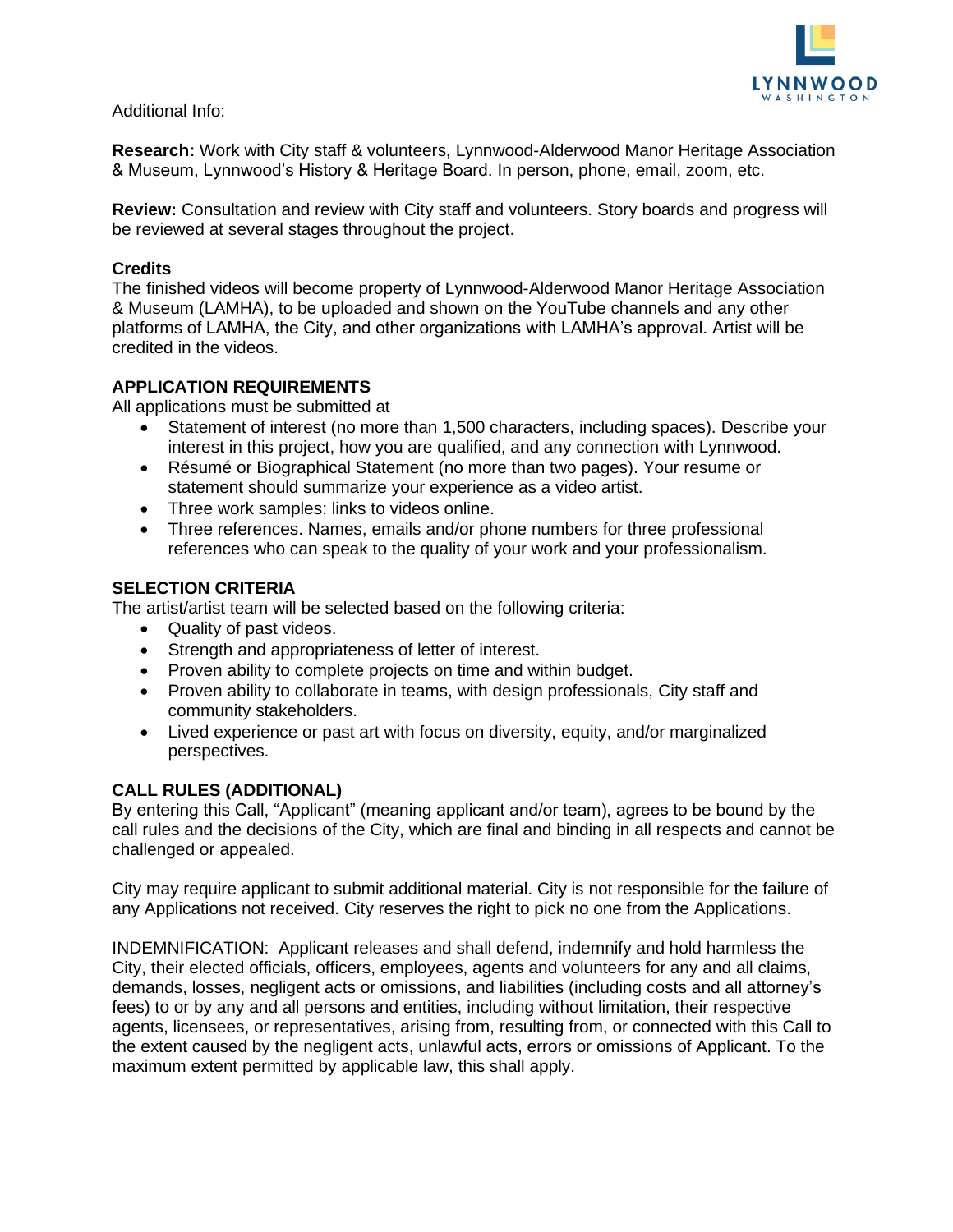Additional Info:

**Research:** Work with City staff & volunteers, Lynnwood-Alderwood Manor Heritage Association & Museum, Lynnwood's History & Heritage Board. In person, phone, email, zoom, etc.

**Review:** Consultation and review with City staff and volunteers. Story boards and progress will be reviewed at several stages throughout the project.

**Credits**

The finished videos will become property of Lynnwood-Alderwood Manor Heritage Association & Museum (LAMHA), to be uploaded and shown on the YouTube channels and any other platforms of LAMHA, the City, and other organizations with LAMHA's approval. Artist will be credited in the videos.

**APPLICATION REQUIREMENTS**

All applications must be submitted at

- Statement of interest (no more than 1,500 characters, including spaces). Describe your interest in this project, how you are qualified, and any connection with Lynnwood.
- Résumé or Biographical Statement (no more than two pages). Your resume or statement should summarize your experience as a video artist.
- Three work samples: links to videos online.
- Three references. Names, emails and/or phone numbers for three professional references who can speak to the quality of your work and your professionalism.

**SELECTION CRITERIA**

The artist/artist team will be selected based on the following criteria:

- Quality of past videos.
- Strength and appropriateness of letter of interest.
- Proven ability to complete projects on time and within budget.
- Proven ability to collaborate in teams, with design professionals, City staff and community stakeholders.
- Lived experience or past art with focus on diversity, equity, and/or marginalized perspectives.

**CALL RULES (ADDITIONAL)**

By entering this Call, "Applicant" (meaning applicant and/or team), agrees to be bound by the call rules and the decisions of the City, which are final and binding in all respects and cannot be challenged or appealed.

City may require applicant to submit additional material. City is not responsible for the failure of any Applications not received. City reserves the right to pick no one from the Applications.

INDEMNIFICATION: Applicant releases and shall defend, indemnify and hold harmless the City, their elected officials, officers, employees, agents and volunteers for any and all claims, demands, losses, negligent acts or omissions, and liabilities (including costs and all attorney's fees) to or by any and all persons and entities, including without limitation, their respective agents, licensees, or representatives, arising from, resulting from, or connected with this Call to the extent caused by the negligent acts, unlawful acts, errors or omissions of Applicant. To the maximum extent permitted by applicable law, this shall apply.